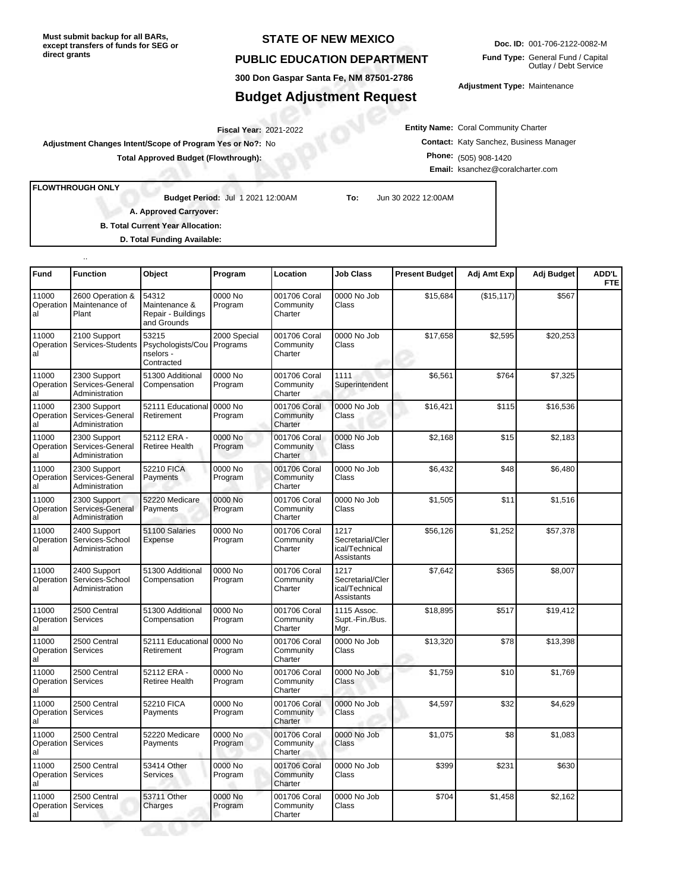**Must submit backup for all BARs, except transfers of funds for SEG or direct grants**

# STATE OF NEW MEXICO

## PUBLIC EDUCATION DEPARTMENT

300 Don Gaspar Santa Fe, NM 87501-2786

## Budget Adjustment Request

**Doc. ID:** 001-706-2122-0082-M

**Fund Type:** General Fund / Capital Outlay / Debt Service

**Adjustment Type:** Maintenance

**Fiscal Year:** 2021-2022

**Adjustment Changes Intent/Scope of Program Yes or No?:** No

**Total Approved Budget (Flowthrough):**

**Entity Name:** Coral Community Charter

**Contact:** Katy Sanchez, Business Manager

**Phone:** (505) 908-1420

**Email:** ksanchez@coralcharter.com

**FLOWTHROUGH ONLY**

**Budget Period:** Jul 1 2021 12:00AM **To:** Jun 30 2022 12:00AM

**A. Approved Carryover:**

**B. Total Current Year Allocation:**

**D. Total Funding Available:**

..

| Fund | Function | Object | Program | Location | Job Class | Present Budget | Adj Amt Exp | Adj Budget | ADD'L FTE |
|---|---|---|---|---|---|---|---|---|---|
| 11000 Operational | 2600 Operation & Maintenance of Plant | 54312 Maintenance & Repair - Buildings and Grounds | 0000 No Program | 001706 Coral Community Charter | 0000 No Job Class | $15,684 | ($15,117) | $567 | |
| 11000 Operational | 2100 Support Services-Students | 53215 Psychologists/Counselors - Contracted | 2000 Special Programs | 001706 Coral Community Charter | 0000 No Job Class | $17,658 | $2,595 | $20,253 | |
| 11000 Operational | 2300 Support Services-General Administration | 51300 Additional Compensation | 0000 No Program | 001706 Coral Community Charter | 1111 Superintendent | $6,561 | $764 | $7,325 | |
| 11000 Operational | 2300 Support Services-General Administration | 52111 Educational Retirement | 0000 No Program | 001706 Coral Community Charter | 0000 No Job Class | $16,421 | $115 | $16,536 | |
| 11000 Operational | 2300 Support Services-General Administration | 52112 ERA - Retiree Health | 0000 No Program | 001706 Coral Community Charter | 0000 No Job Class | $2,168 | $15 | $2,183 | |
| 11000 Operational | 2300 Support Services-General Administration | 52210 FICA Payments | 0000 No Program | 001706 Coral Community Charter | 0000 No Job Class | $6,432 | $48 | $6,480 | |
| 11000 Operational | 2300 Support Services-General Administration | 52220 Medicare Payments | 0000 No Program | 001706 Coral Community Charter | 0000 No Job Class | $1,505 | $11 | $1,516 | |
| 11000 Operational | 2400 Support Services-School Administration | 51100 Salaries Expense | 0000 No Program | 001706 Coral Community Charter | 1217 Secretarial/Clerical/Technical Assistants | $56,126 | $1,252 | $57,378 | |
| 11000 Operational | 2400 Support Services-School Administration | 51300 Additional Compensation | 0000 No Program | 001706 Coral Community Charter | 1217 Secretarial/Clerical/Technical Assistants | $7,642 | $365 | $8,007 | |
| 11000 Operational | 2500 Central Services | 51300 Additional Compensation | 0000 No Program | 001706 Coral Community Charter | 1115 Assoc. Supt.-Fin./Bus. Mgr. | $18,895 | $517 | $19,412 | |
| 11000 Operational | 2500 Central Services | 52111 Educational Retirement | 0000 No Program | 001706 Coral Community Charter | 0000 No Job Class | $13,320 | $78 | $13,398 | |
| 11000 Operational | 2500 Central Services | 52112 ERA - Retiree Health | 0000 No Program | 001706 Coral Community Charter | 0000 No Job Class | $1,759 | $10 | $1,769 | |
| 11000 Operational | 2500 Central Services | 52210 FICA Payments | 0000 No Program | 001706 Coral Community Charter | 0000 No Job Class | $4,597 | $32 | $4,629 | |
| 11000 Operational | 2500 Central Services | 52220 Medicare Payments | 0000 No Program | 001706 Coral Community Charter | 0000 No Job Class | $1,075 | $8 | $1,083 | |
| 11000 Operational | 2500 Central Services | 53414 Other Services | 0000 No Program | 001706 Coral Community Charter | 0000 No Job Class | $399 | $231 | $630 | |
| 11000 Operational | 2500 Central Services | 53711 Other Charges | 0000 No Program | 001706 Coral Community Charter | 0000 No Job Class | $704 | $1,458 | $2,162 | |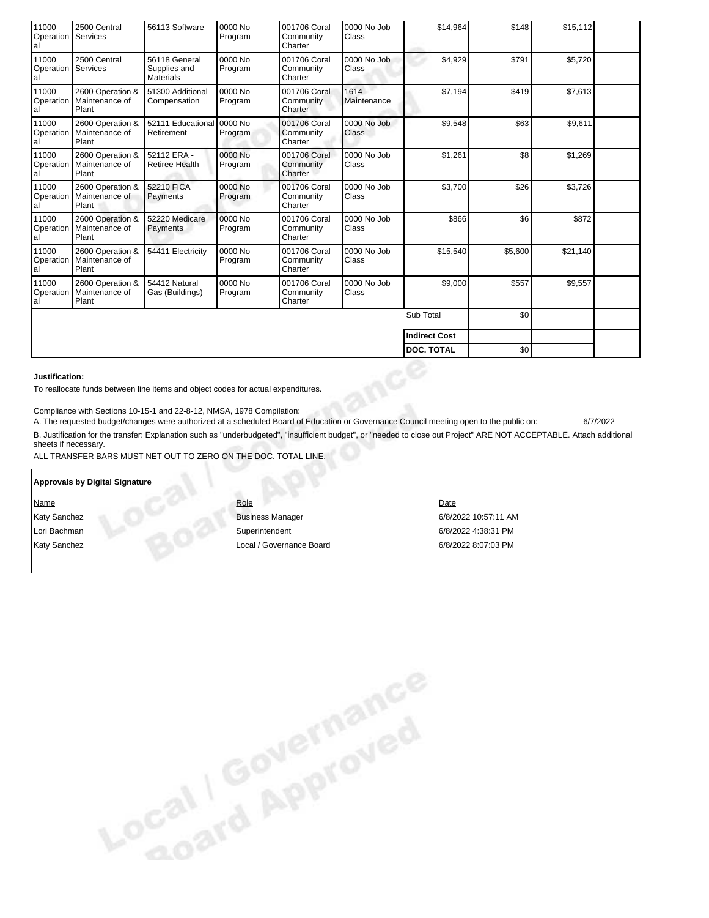| | | | | | | | | | |
|---|---|---|---|---|---|---|---|---|---|
| 11000 Operational | 2500 Central Services | 56113 Software | 0000 No Program | 001706 Coral Community Charter | 0000 No Job Class | $14,964 | $148 | $15,112 | |
| 11000 Operational | 2500 Central Services | 56118 General Supplies and Materials | 0000 No Program | 001706 Coral Community Charter | 0000 No Job Class | $4,929 | $791 | $5,720 | |
| 11000 Operational | 2600 Operation & Maintenance of Plant | 51300 Additional Compensation | 0000 No Program | 001706 Coral Community Charter | 1614 Maintenance | $7,194 | $419 | $7,613 | |
| 11000 Operational | 2600 Operation & Maintenance of Plant | 52111 Educational Retirement | 0000 No Program | 001706 Coral Community Charter | 0000 No Job Class | $9,548 | $63 | $9,611 | |
| 11000 Operational | 2600 Operation & Maintenance of Plant | 52112 ERA - Retiree Health | 0000 No Program | 001706 Coral Community Charter | 0000 No Job Class | $1,261 | $8 | $1,269 | |
| 11000 Operational | 2600 Operation & Maintenance of Plant | 52210 FICA Payments | 0000 No Program | 001706 Coral Community Charter | 0000 No Job Class | $3,700 | $26 | $3,726 | |
| 11000 Operational | 2600 Operation & Maintenance of Plant | 52220 Medicare Payments | 0000 No Program | 001706 Coral Community Charter | 0000 No Job Class | $866 | $6 | $872 | |
| 11000 Operational | 2600 Operation & Maintenance of Plant | 54411 Electricity | 0000 No Program | 001706 Coral Community Charter | 0000 No Job Class | $15,540 | $5,600 | $21,140 | |
| 11000 Operational | 2600 Operation & Maintenance of Plant | 54412 Natural Gas (Buildings) | 0000 No Program | 001706 Coral Community Charter | 0000 No Job Class | $9,000 | $557 | $9,557 | |
| | | | | | | Sub Total | $0 | | |
| | | | | | | **Indirect Cost** | | | |
| | | | | | | **DOC. TOTAL** | $0 | | |

**Justification:**

To reallocate funds between line items and object codes for actual expenditures.

Compliance with Sections 10-15-1 and 22-8-12, NMSA, 1978 Compilation:

A. The requested budget/changes were authorized at a scheduled Board of Education or Governance Council meeting open to the public on: 6/7/2022

B. Justification for the transfer: Explanation such as "underbudgeted", "insufficient budget", or "needed to close out Project" ARE NOT ACCEPTABLE. Attach additional sheets if necessary.

ALL TRANSFER BARS MUST NET OUT TO ZERO ON THE DOC. TOTAL LINE.

**Approvals by Digital Signature**

| Name | Role | Date |
|---|---|---|
| Katy Sanchez | Business Manager | 6/8/2022 10:57:11 AM |
| Lori Bachman | Superintendent | 6/8/2022 4:38:31 PM |
| Katy Sanchez | Local / Governance Board | 6/8/2022 8:07:03 PM |